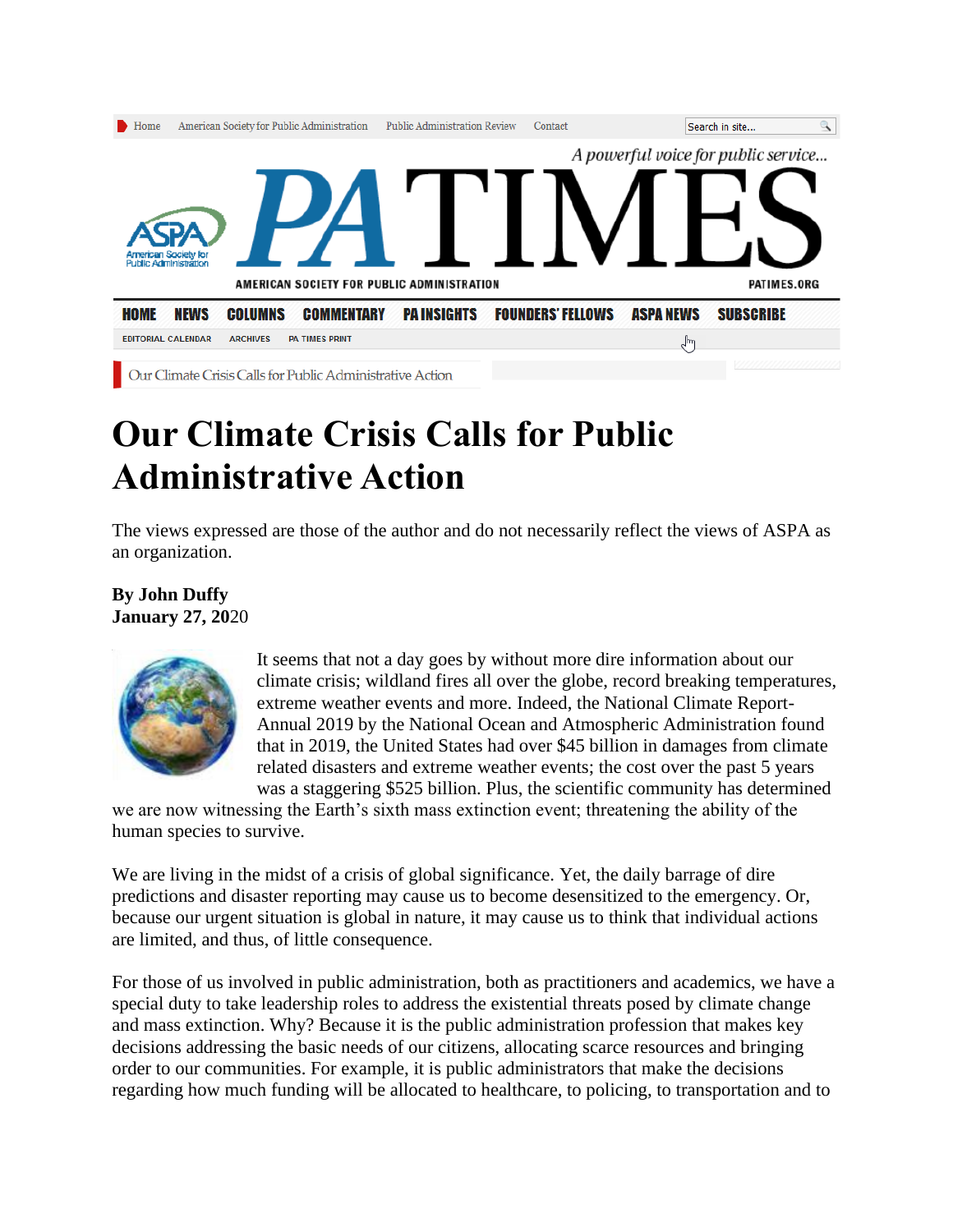# Our Climate Crisis Calls for Public Administrative Action

The views expressed are those of the author and do not necessarily reflect the views of ASPA as an organization.

**By John Duffy**
**January 27, 2020**

It seems that not a day goes by without more dire information about our climate crisis; wildland fires all over the globe, record breaking temperatures, extreme weather events and more. Indeed, the National Climate Report-Annual 2019 by the National Ocean and Atmospheric Administration found that in 2019, the United States had over $45 billion in damages from climate related disasters and extreme weather events; the cost over the past 5 years was a staggering $525 billion. Plus, the scientific community has determined we are now witnessing the Earth's sixth mass extinction event; threatening the ability of the human species to survive.

We are living in the midst of a crisis of global significance. Yet, the daily barrage of dire predictions and disaster reporting may cause us to become desensitized to the emergency. Or, because our urgent situation is global in nature, it may cause us to think that individual actions are limited, and thus, of little consequence.

For those of us involved in public administration, both as practitioners and academics, we have a special duty to take leadership roles to address the existential threats posed by climate change and mass extinction. Why? Because it is the public administration profession that makes key decisions addressing the basic needs of our citizens, allocating scarce resources and bringing order to our communities. For example, it is public administrators that make the decisions regarding how much funding will be allocated to healthcare, to policing, to transportation and to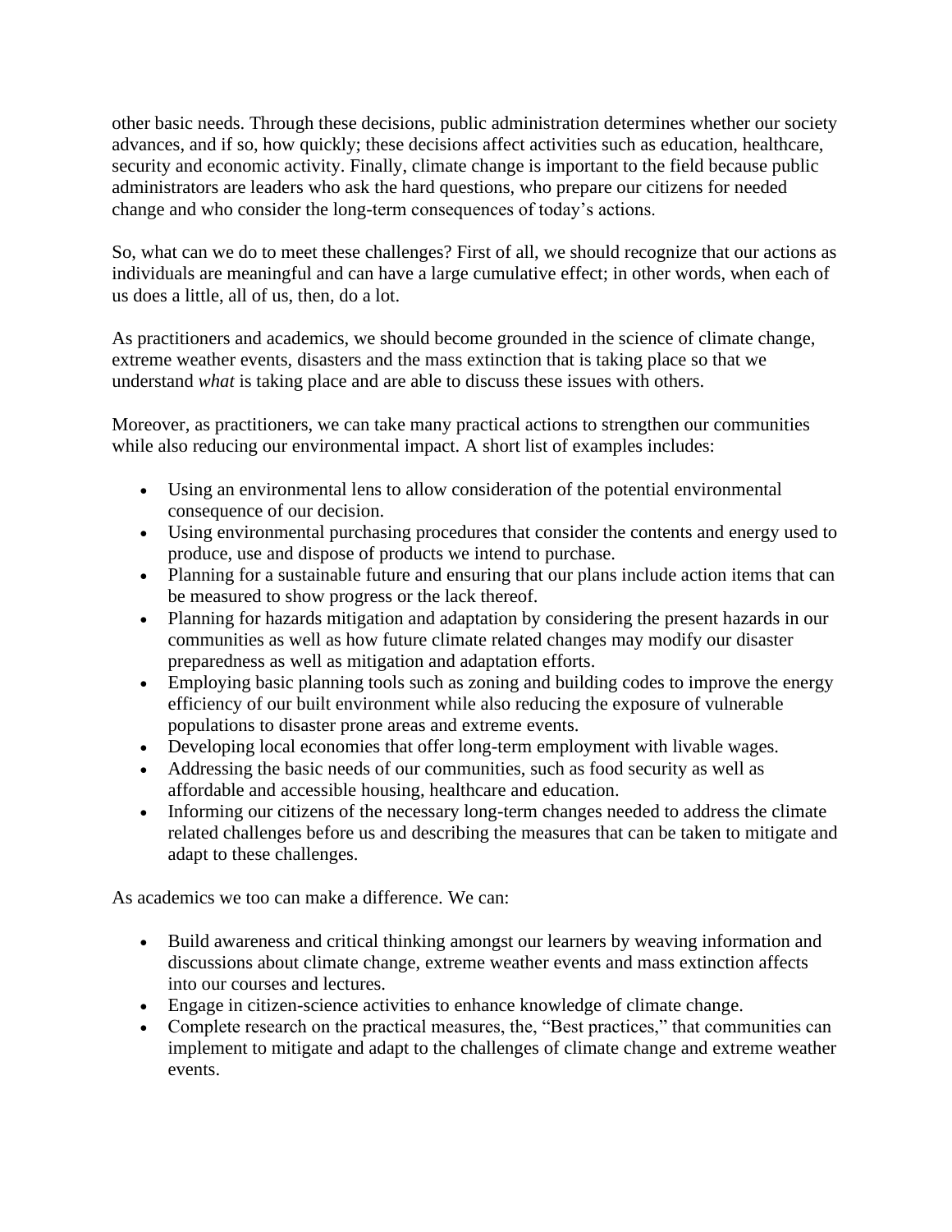other basic needs. Through these decisions, public administration determines whether our society advances, and if so, how quickly; these decisions affect activities such as education, healthcare, security and economic activity. Finally, climate change is important to the field because public administrators are leaders who ask the hard questions, who prepare our citizens for needed change and who consider the long-term consequences of today's actions.

So, what can we do to meet these challenges? First of all, we should recognize that our actions as individuals are meaningful and can have a large cumulative effect; in other words, when each of us does a little, all of us, then, do a lot.

As practitioners and academics, we should become grounded in the science of climate change, extreme weather events, disasters and the mass extinction that is taking place so that we understand *what* is taking place and are able to discuss these issues with others.

Moreover, as practitioners, we can take many practical actions to strengthen our communities while also reducing our environmental impact. A short list of examples includes:

- Using an environmental lens to allow consideration of the potential environmental consequence of our decision.
- Using environmental purchasing procedures that consider the contents and energy used to produce, use and dispose of products we intend to purchase.
- Planning for a sustainable future and ensuring that our plans include action items that can be measured to show progress or the lack thereof.
- Planning for hazards mitigation and adaptation by considering the present hazards in our communities as well as how future climate related changes may modify our disaster preparedness as well as mitigation and adaptation efforts.
- Employing basic planning tools such as zoning and building codes to improve the energy efficiency of our built environment while also reducing the exposure of vulnerable populations to disaster prone areas and extreme events.
- Developing local economies that offer long-term employment with livable wages.
- Addressing the basic needs of our communities, such as food security as well as affordable and accessible housing, healthcare and education.
- Informing our citizens of the necessary long-term changes needed to address the climate related challenges before us and describing the measures that can be taken to mitigate and adapt to these challenges.

As academics we too can make a difference. We can:

- Build awareness and critical thinking amongst our learners by weaving information and discussions about climate change, extreme weather events and mass extinction affects into our courses and lectures.
- Engage in citizen-science activities to enhance knowledge of climate change.
- Complete research on the practical measures, the, "Best practices," that communities can implement to mitigate and adapt to the challenges of climate change and extreme weather events.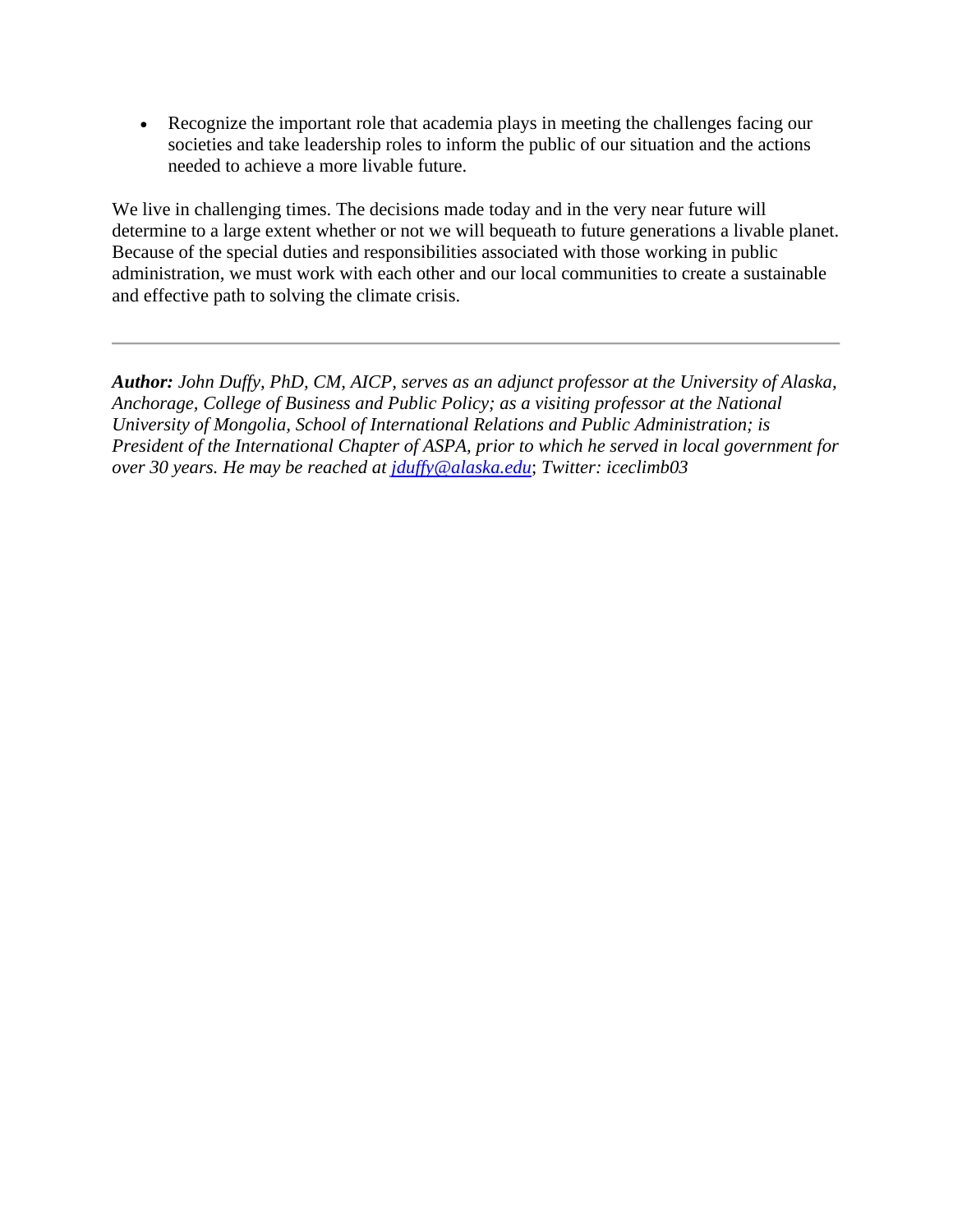- Recognize the important role that academia plays in meeting the challenges facing our societies and take leadership roles to inform the public of our situation and the actions needed to achieve a more livable future.

We live in challenging times. The decisions made today and in the very near future will determine to a large extent whether or not we will bequeath to future generations a livable planet. Because of the special duties and responsibilities associated with those working in public administration, we must work with each other and our local communities to create a sustainable and effective path to solving the climate crisis.

---

***Author:*** *John Duffy, PhD, CM, AICP, serves as an adjunct professor at the University of Alaska, Anchorage, College of Business and Public Policy; as a visiting professor at the National University of Mongolia, School of International Relations and Public Administration; is President of the International Chapter of ASPA, prior to which he served in local government for over 30 years. He may be reached at [jduffy@alaska.edu](mailto:jduffy@alaska.edu); Twitter: iceclimb03*